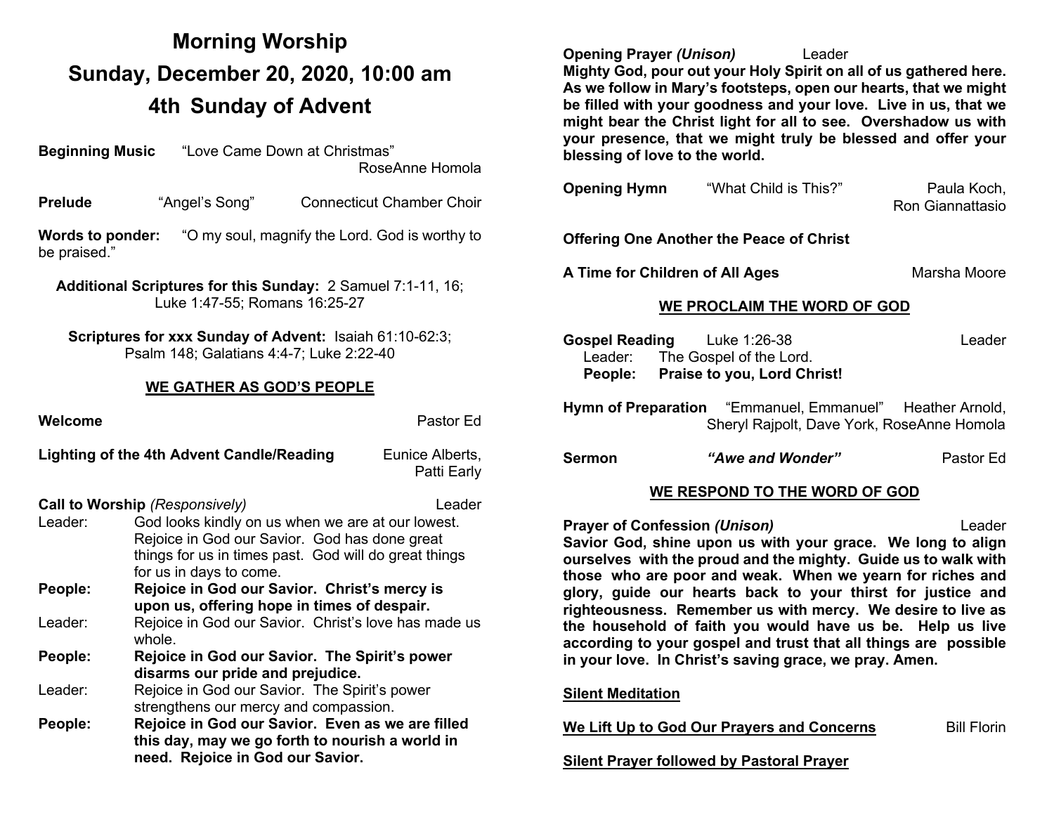# Morning Worship

## Sunday, December 20, 2020, 10:00 am

## 4th Sunday of Advent

**Beginning Music** "Love Came Down at Christmas" RoseAnne Homola

**Prelude** "Angel's Song" Connecticut Chamber Choir

**Words to ponder:** "O my soul, magnify the Lord. God is worthy to be praised."

**Additional Scriptures for this Sunday:** 2 Samuel 7:1-11, 16; Luke 1:47-55; Romans 16:25-27

**Scriptures for xxx Sunday of Advent:** Isaiah 61:10-62:3; Psalm 148; Galatians 4:4-7; Luke 2:22-40

### WE GATHER AS GOD'S PEOPLE

**Welcome** Pastor Ed

**Lighting of the 4th Advent Candle/Reading** Eunice Alberts, Patti Early

**Call to Worship** *(Responsively)* Leader

Leader: God looks kindly on us when we are at our lowest. Rejoice in God our Savior. God has done great things for us in times past. God will do great things for us in days to come.

**People: Rejoice in God our Savior. Christ's mercy is upon us, offering hope in times of despair.**

Leader: Rejoice in God our Savior. Christ's love has made us whole.

**People: Rejoice in God our Savior. The Spirit's power disarms our pride and prejudice.**

Leader: Rejoice in God our Savior. The Spirit's power strengthens our mercy and compassion.

**People: Rejoice in God our Savior. Even as we are filled this day, may we go forth to nourish a world in need. Rejoice in God our Savior.**

**Opening Prayer** ***(Unison)*** Leader

**Mighty God, pour out your Holy Spirit on all of us gathered here. As we follow in Mary's footsteps, open our hearts, that we might be filled with your goodness and your love. Live in us, that we might bear the Christ light for all to see. Overshadow us with your presence, that we might truly be blessed and offer your blessing of love to the world.**

**Opening Hymn** "What Child is This?" Paula Koch, Ron Giannattasio

**Offering One Another the Peace of Christ**

**A Time for Children of All Ages** Marsha Moore

### WE PROCLAIM THE WORD OF GOD

**Gospel Reading** Luke 1:26-38 Leader

Leader: The Gospel of the Lord.

**People: Praise to you, Lord Christ!**

**Hymn of Preparation** "Emmanuel, Emmanuel" Heather Arnold, Sheryl Rajpolt, Dave York, RoseAnne Homola

**Sermon** ***"Awe and Wonder"*** Pastor Ed

### WE RESPOND TO THE WORD OF GOD

**Prayer of Confession** ***(Unison)*** Leader

**Savior God, shine upon us with your grace. We long to align ourselves with the proud and the mighty. Guide us to walk with those who are poor and weak. When we yearn for riches and glory, guide our hearts back to your thirst for justice and righteousness. Remember us with mercy. We desire to live as the household of faith you would have us be. Help us live according to your gospel and trust that all things are possible in your love. In Christ's saving grace, we pray. Amen.**

**Silent Meditation**

**We Lift Up to God Our Prayers and Concerns** Bill Florin

**Silent Prayer followed by Pastoral Prayer**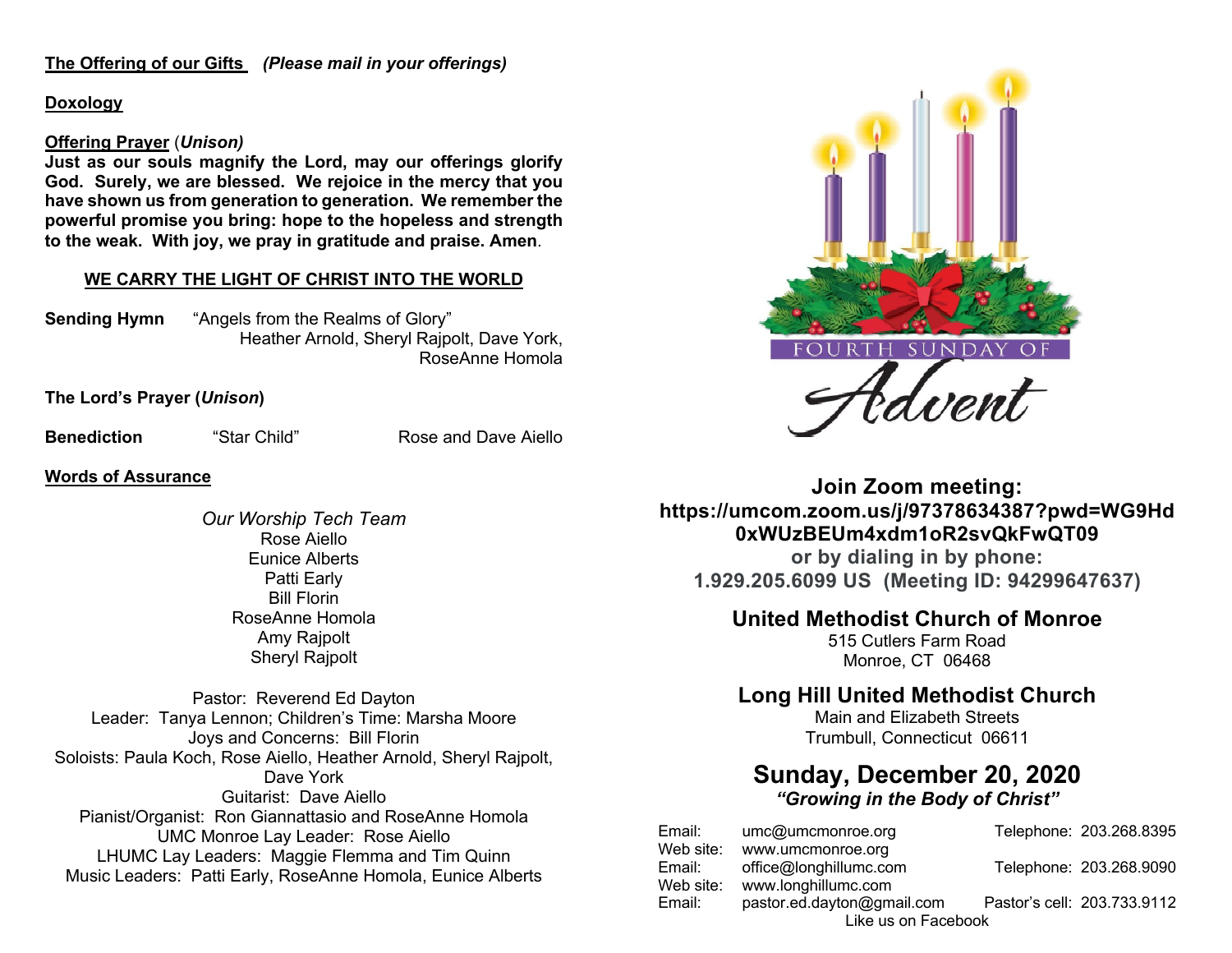**The Offering of our Gifts** ***(Please mail in your offerings)***

**Doxology**

**Offering Prayer** (***Unison)***
**Just as our souls magnify the Lord, may our offerings glorify God. Surely, we are blessed. We rejoice in the mercy that you have shown us from generation to generation. We remember the powerful promise you bring: hope to the hopeless and strength to the weak. With joy, we pray in gratitude and praise. Amen**.

## WE CARRY THE LIGHT OF CHRIST INTO THE WORLD

**Sending Hymn** "Angels from the Realms of Glory"
Heather Arnold, Sheryl Rajpolt, Dave York, RoseAnne Homola

**The Lord's Prayer (*Unison*)**

**Benediction** "Star Child" Rose and Dave Aiello

**Words of Assurance**

*Our Worship Tech Team*
Rose Aiello
Eunice Alberts
Patti Early
Bill Florin
RoseAnne Homola
Amy Rajpolt
Sheryl Rajpolt

Pastor: Reverend Ed Dayton
Leader: Tanya Lennon; Children's Time: Marsha Moore
Joys and Concerns: Bill Florin
Soloists: Paula Koch, Rose Aiello, Heather Arnold, Sheryl Rajpolt, Dave York
Guitarist: Dave Aiello
Pianist/Organist: Ron Giannattasio and RoseAnne Homola
UMC Monroe Lay Leader: Rose Aiello
LHUMC Lay Leaders: Maggie Flemma and Tim Quinn
Music Leaders: Patti Early, RoseAnne Homola, Eunice Alberts

FOURTH SUNDAY OF Advent

**Join Zoom meeting:**
**https://umcom.zoom.us/j/97378634387?pwd=WG9Hd0xWUzBEUm4xdm1oR2svQkFwQT09**
**or by dialing in by phone:**
**1.929.205.6099 US (Meeting ID: 94299647637)**

**United Methodist Church of Monroe**
515 Cutlers Farm Road
Monroe, CT 06468

**Long Hill United Methodist Church**
Main and Elizabeth Streets
Trumbull, Connecticut 06611

# Sunday, December 20, 2020
***"Growing in the Body of Christ"***

| | | | |
|---|---|---|---|
| Email: | umc@umcmonroe.org | Telephone: | 203.268.8395 |
| Web site: | www.umcmonroe.org | | |
| Email: | office@longhillumc.com | Telephone: | 203.268.9090 |
| Web site: | www.longhillumc.com | | |
| Email: | pastor.ed.dayton@gmail.com | Pastor's cell: | 203.733.9112 |

Like us on Facebook